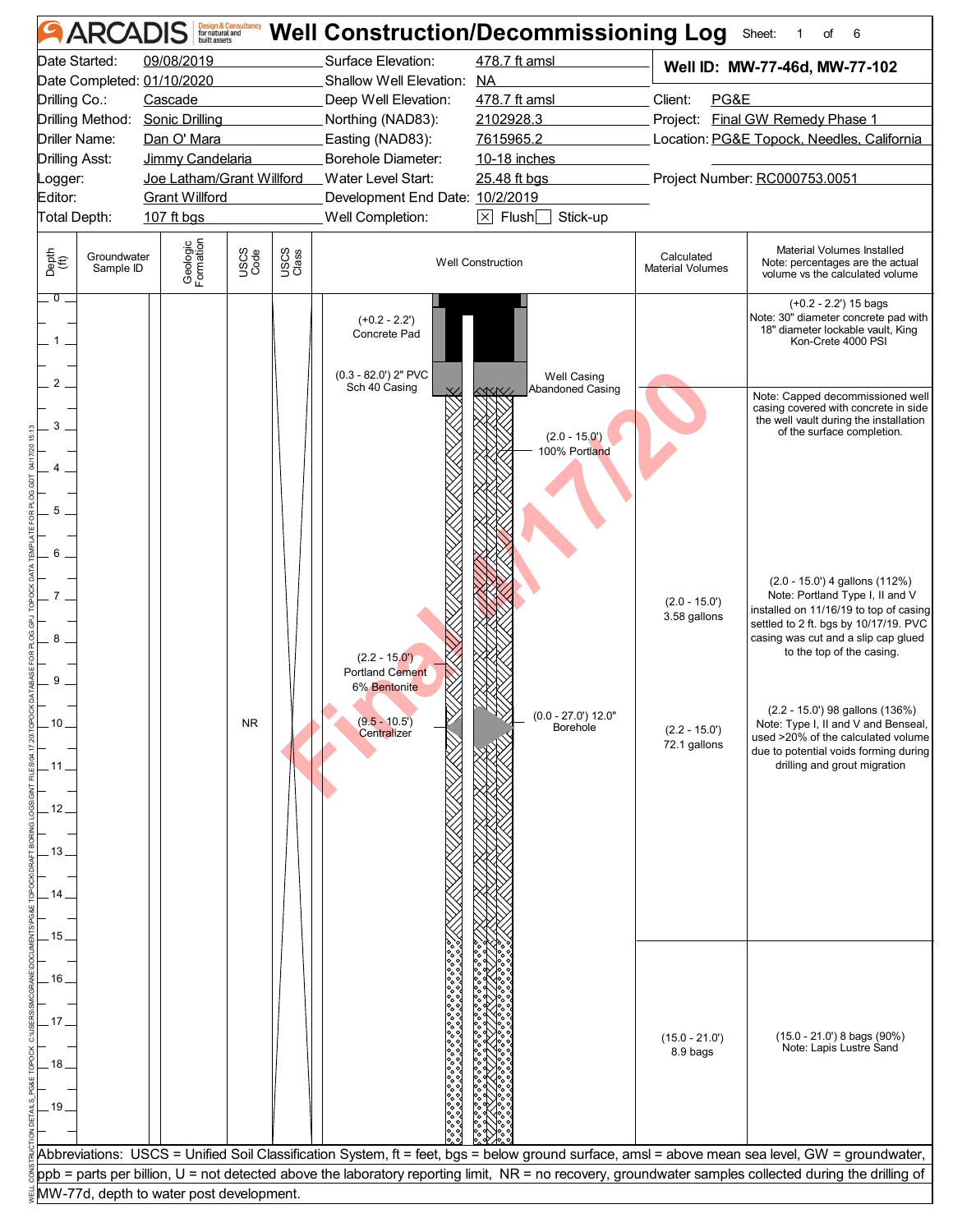# ARCADIS Well Construction/Decommissioning Log

Sheet: 1 of 6

| | | | | | |
|---|---|---|---|---|---|
| Date Started: | 09/08/2019 | Surface Elevation: | 478.7 ft amsl | **Well ID: MW-77-46d, MW-77-102** | |
| Date Completed: | 01/10/2020 | Shallow Well Elevation: | NA | | |
| Drilling Co.: | Cascade | Deep Well Elevation: | 478.7 ft amsl | Client: | PG&E |
| Drilling Method: | Sonic Drilling | Northing (NAD83): | 2102928.3 | Project: | Final GW Remedy Phase 1 |
| Driller Name: | Dan O' Mara | Easting (NAD83): | 7615965.2 | Location: | PG&E Topock, Needles, California |
| Drilling Asst: | Jimmy Candelaria | Borehole Diameter: | 10-18 inches | | |
| Logger: | Joe Latham/Grant Willford | Water Level Start: | 25.48 ft bgs | Project Number: | RC000753.0051 |
| Editor: | Grant Willford | Development End Date: | 10/2/2019 | | |
| Total Depth: | 107 ft bgs | Well Completion: | [X] Flush [ ] Stick-up | | |

| Depth (ft) | Groundwater Sample ID | Geologic Formation | USCS Code | USCS Class | Well Construction | Calculated Material Volumes | Material Volumes Installed (Note: percentages are the actual volume vs the calculated volume) |
|---|---|---|---|---|---|---|---|
| 0–2.2 | | | | | (+0.2 - 2.2') Concrete Pad | | (+0.2 - 2.2') 15 bags Note: 30" diameter concrete pad with 18" diameter lockable vault, King Kon-Crete 4000 PSI |
| 2–15 | | | NR | | (0.3 - 82.0') 2" PVC Sch 40 Casing; Well Casing Abandoned Casing; (2.0 - 15.0') 100% Portland; (2.2 - 15.0') Portland Cement 6% Bentonite; (9.5 - 10.5') Centralizer; (0.0 - 27.0') 12.0" Borehole | (2.0 - 15.0') 3.58 gallons; (2.2 - 15.0') 72.1 gallons | Note: Capped decommissioned well casing covered with concrete in side the well vault during the installation of the surface completion. (2.0 - 15.0') 4 gallons (112%) Note: Portland Type I, II and V installed on 11/16/19 to top of casing settled to 2 ft. bgs by 10/17/19. PVC casing was cut and a slip cap glued to the top of the casing. (2.2 - 15.0') 98 gallons (136%) Note: Type I, II and V and Benseal, used >20% of the calculated volume due to potential voids forming during drilling and grout migration |
| 15–21 | | | | | | (15.0 - 21.0') 8.9 bags | (15.0 - 21.0') 8 bags (90%) Note: Lapis Lustre Sand |

Abbreviations: USCS = Unified Soil Classification System, ft = feet, bgs = below ground surface, amsl = above mean sea level, GW = groundwater, ppb = parts per billion, U = not detected above the laboratory reporting limit, NR = no recovery, groundwater samples collected during the drilling of MW-77d, depth to water post development.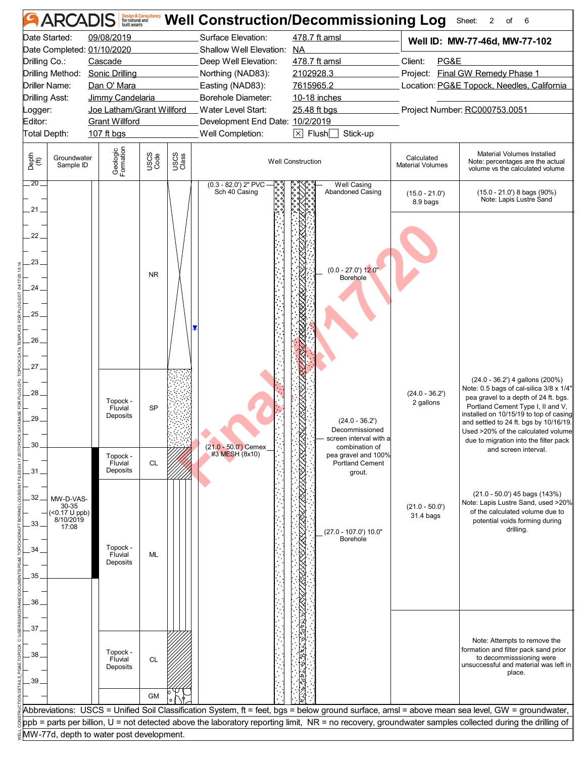# Well Construction/Decommissioning Log

ARCADIS Design & Consultancy for natural and built assets

Sheet: 2 of 6

| | | | |
|---|---|---|---|
| Date Started: | 09/08/2019 | Surface Elevation: | 478.7 ft amsl |
| Date Completed: | 01/10/2020 | Shallow Well Elevation: | NA |
| Drilling Co.: | Cascade | Deep Well Elevation: | 478.7 ft amsl |
| Drilling Method: | Sonic Drilling | Northing (NAD83): | 2102928.3 |
| Driller Name: | Dan O' Mara | Easting (NAD83): | 7615965.2 |
| Drilling Asst: | Jimmy Candelaria | Borehole Diameter: | 10-18 inches |
| Logger: | Joe Latham/Grant Willford | Water Level Start: | 25.48 ft bgs |
| Editor: | Grant Willford | Development End Date: | 10/2/2019 |
| Total Depth: | 107 ft bgs | Well Completion: | ☒ Flush ☐ Stick-up |

**Well ID: MW-77-46d, MW-77-102**

Client: PG&E
Project: Final GW Remedy Phase 1
Location: PG&E Topock, Needles, California
Project Number: RC000753.0051

| Depth (ft) | Groundwater Sample ID | Geologic Formation | USCS Code | USCS Class | Well Construction | Calculated Material Volumes | Material Volumes Installed (Note: percentages are the actual volume vs the calculated volume) |
|---|---|---|---|---|---|---|---|
| 20–27 | | | NR | | (0.3 - 82.0') 2" PVC Sch 40 Casing; Well Casing; Abandoned Casing; (0.0 - 27.0') 12.0" Borehole | (15.0 - 21.0') 8.9 bags | (15.0 - 21.0') 8 bags (90%) Note: Lapis Lustre Sand |
| 27–30 | | Topock - Fluvial Deposits | SP | | (24.0 - 36.2') Decommissioned screen interval with a combination of pea gravel and 100% Portland Cement grout. | (24.0 - 36.2') 2 gallons | (24.0 - 36.2') 4 gallons (200%) Note: 0.5 bags of cal-silica 3/8 x 1/4" pea gravel to a depth of 24 ft. bgs. Portland Cement Type I, II and V, installed on 10/15/19 to top of casing and settled to 24 ft. bgs by 10/16/19. Used >20% of the calculated volume due to migration into the filter pack and screen interval. |
| 30–31 | | Topock - Fluvial Deposits | CL | | (21.0 - 50.0') Cemex #3 MESH (8x10) | | |
| 31–37 | MW-D-VAS-30-35 (<0.17 U ppb) 8/10/2019 17:08 | Topock - Fluvial Deposits | ML | | (27.0 - 107.0') 10.0" Borehole | (21.0 - 50.0') 31.4 bags | (21.0 - 50.0') 45 bags (143%) Note: Lapis Lustre Sand, used >20% of the calculated volume due to potential voids forming during drilling. |
| 37–39 | | Topock - Fluvial Deposits | CL | | | | Note: Attempts to remove the formation and filter pack sand prior to decommisssioning were unsuccessful and material was left in place. |
| 39 | | | GM | | | | |

Water level indicated at approximately 25.5 ft.

Abbreviations: USCS = Unified Soil Classification System, ft = feet, bgs = below ground surface, amsl = above mean sea level, GW = groundwater, ppb = parts per billion, U = not detected above the laboratory reporting limit, NR = no recovery, groundwater samples collected during the drilling of MW-77d, depth to water post development.

Final 4/17/20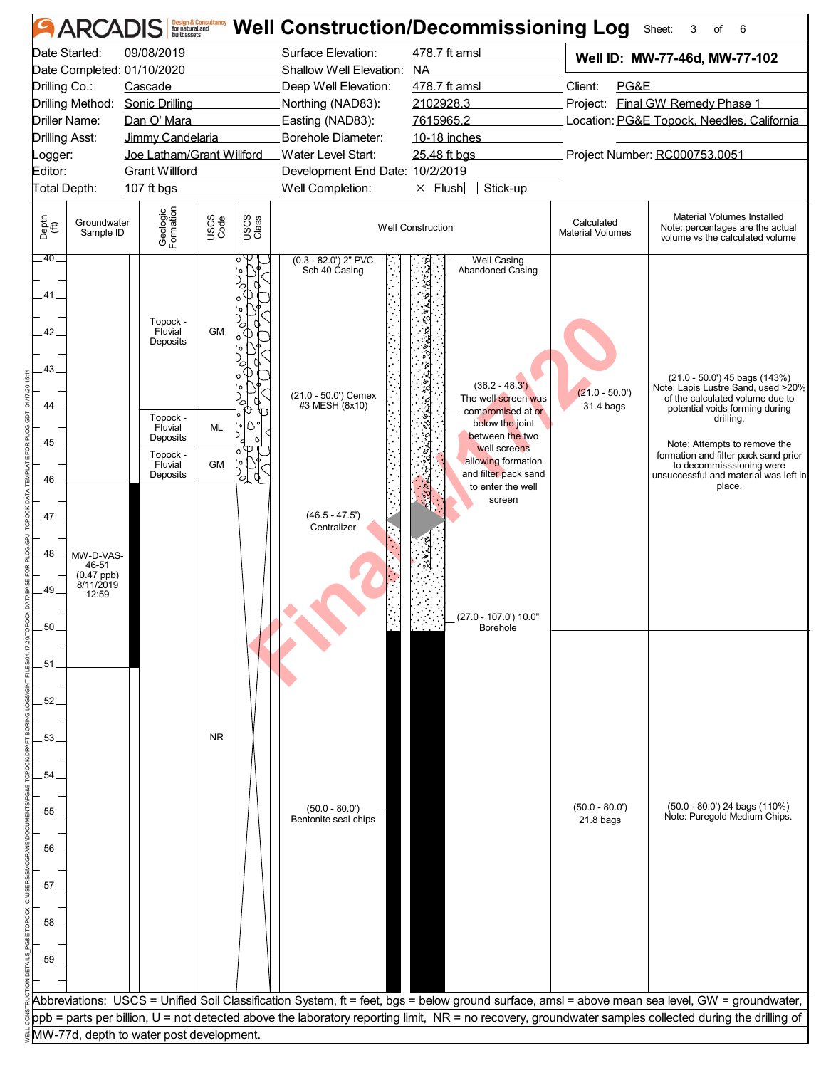# ARCADIS Well Construction/Decommissioning Log

Sheet: 3 of 6

| | | | |
|---|---|---|---|
| Date Started: | 09/08/2019 | Surface Elevation: | 478.7 ft amsl |
| Date Completed: | 01/10/2020 | Shallow Well Elevation: | NA |
| Drilling Co.: | Cascade | Deep Well Elevation: | 478.7 ft amsl |
| Drilling Method: | Sonic Drilling | Northing (NAD83): | 2102928.3 |
| Driller Name: | Dan O' Mara | Easting (NAD83): | 7615965.2 |
| Drilling Asst: | Jimmy Candelaria | Borehole Diameter: | 10-18 inches |
| Logger: | Joe Latham/Grant Willford | Water Level Start: | 25.48 ft bgs |
| Editor: | Grant Willford | Development End Date: | 10/2/2019 |
| Total Depth: | 107 ft bgs | Well Completion: | ☒ Flush ☐ Stick-up |

**Well ID: MW-77-46d, MW-77-102**

Client: PG&E
Project: Final GW Remedy Phase 1
Location: PG&E Topock, Needles, California
Project Number: RC000753.0051

| Depth (ft) | Groundwater Sample ID | Geologic Formation | USCS Code | Well Construction | Calculated Material Volumes | Material Volumes Installed (Note: percentages are the actual volume vs the calculated volume) |
|---|---|---|---|---|---|---|
| 40 – 44 | | Topock - Fluvial Deposits | GM | (0.3 - 82.0') 2" PVC Sch 40 Casing; Well Casing Abandoned Casing | | |
| 44 – 45 | | Topock - Fluvial Deposits | ML | (21.0 - 50.0') Cemex #3 MESH (8x10); (36.2 - 48.3') The well screen was compromised at or below the joint between the two well screens allowing formation and filter pack sand to enter the well screen | (21.0 - 50.0') 31.4 bags | (21.0 - 50.0') 45 bags (143%) Note: Lapis Lustre Sand, used >20% of the calculated volume due to potential voids forming during drilling. Note: Attempts to remove the formation and filter pack sand prior to decommissioning were unsuccessful and material was left in place. |
| 45 – 46 | | Topock - Fluvial Deposits | GM | | | |
| 46 – 51 | MW-D-VAS-46-51 (0.47 ppb) 8/11/2019 12:59 | | NR | (46.5 - 47.5') Centralizer; (27.0 - 107.0') 10.0" Borehole | | |
| 50 – 60 | | | NR | (50.0 - 80.0') Bentonite seal chips | (50.0 - 80.0') 21.8 bags | (50.0 - 80.0') 24 bags (110%) Note: Puregold Medium Chips. |

Abbreviations: USCS = Unified Soil Classification System, ft = feet, bgs = below ground surface, amsl = above mean sea level, GW = groundwater, ppb = parts per billion, U = not detected above the laboratory reporting limit, NR = no recovery, groundwater samples collected during the drilling of MW-77d, depth to water post development.

Final 4/17/20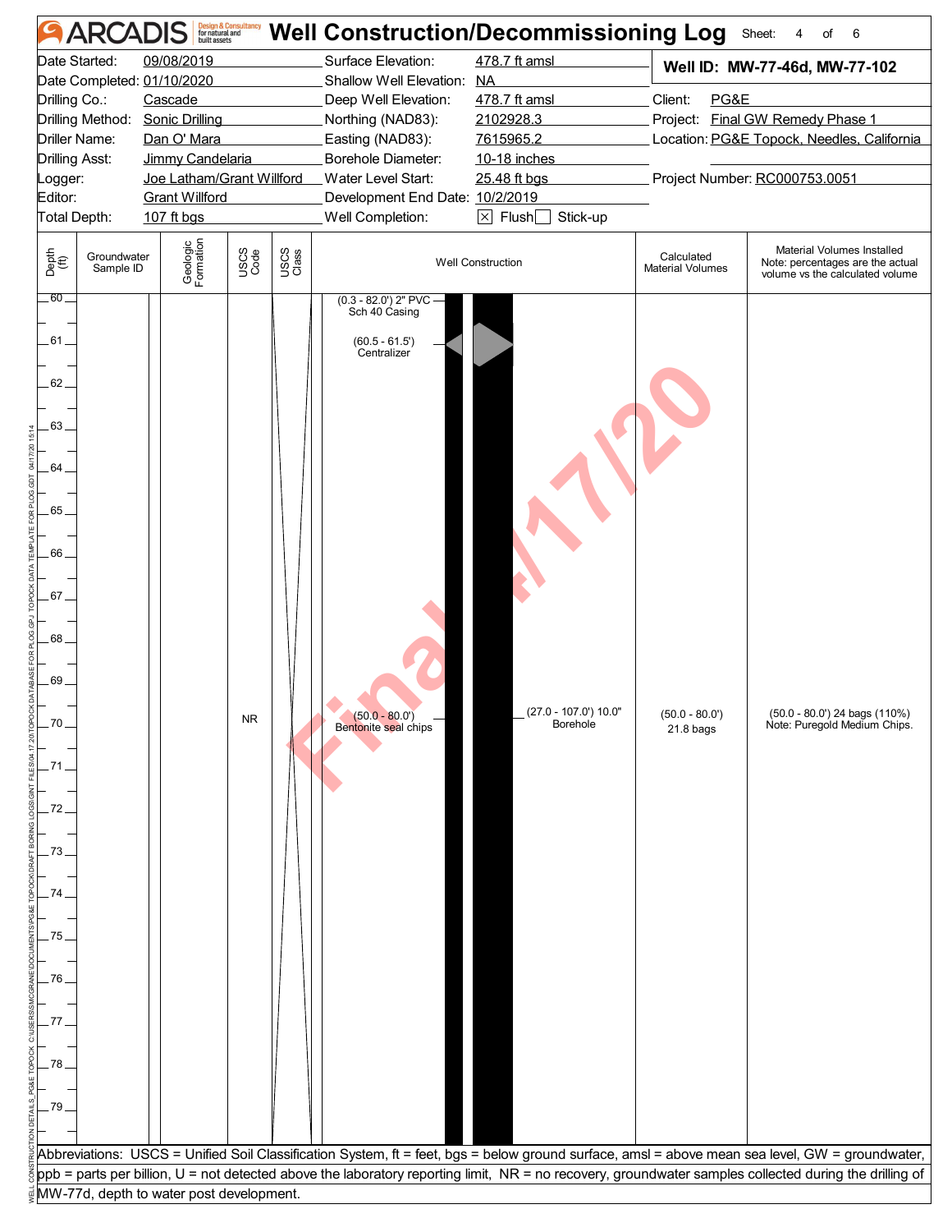# Well Construction/Decommissioning Log

Sheet: 4 of 6

| | | | |
|---|---|---|---|
| Date Started: | 09/08/2019 | Surface Elevation: | 478.7 ft amsl |
| Date Completed: | 01/10/2020 | Shallow Well Elevation: | NA |
| Drilling Co.: | Cascade | Deep Well Elevation: | 478.7 ft amsl |
| Drilling Method: | Sonic Drilling | Northing (NAD83): | 2102928.3 |
| Driller Name: | Dan O' Mara | Easting (NAD83): | 7615965.2 |
| Drilling Asst: | Jimmy Candelaria | Borehole Diameter: | 10-18 inches |
| Logger: | Joe Latham/Grant Willford | Water Level Start: | 25.48 ft bgs |
| Editor: | Grant Willford | Development End Date: | 10/2/2019 |
| Total Depth: | 107 ft bgs | Well Completion: | ☒ Flush ☐ Stick-up |

**Well ID: MW-77-46d, MW-77-102**

Client: PG&E
Project: Final GW Remedy Phase 1
Location: PG&E Topock, Needles, California
Project Number: RC000753.0051

| Depth (ft) | Groundwater Sample ID | Geologic Formation | USCS Code | USCS Class | Well Construction | Calculated Material Volumes | Material Volumes Installed Note: percentages are the actual volume vs the calculated volume |
|---|---|---|---|---|---|---|---|
| 60–80 | | | NR | | (0.3 - 82.0') 2" PVC Sch 40 Casing; (60.5 - 61.5') Centralizer; (50.0 - 80.0') Bentonite seal chips; (27.0 - 107.0') 10.0" Borehole | (50.0 - 80.0') 21.8 bags | (50.0 - 80.0') 24 bags (110%) Note: Puregold Medium Chips. |

Abbreviations: USCS = Unified Soil Classification System, ft = feet, bgs = below ground surface, amsl = above mean sea level, GW = groundwater, ppb = parts per billion, U = not detected above the laboratory reporting limit, NR = no recovery, groundwater samples collected during the drilling of MW-77d, depth to water post development.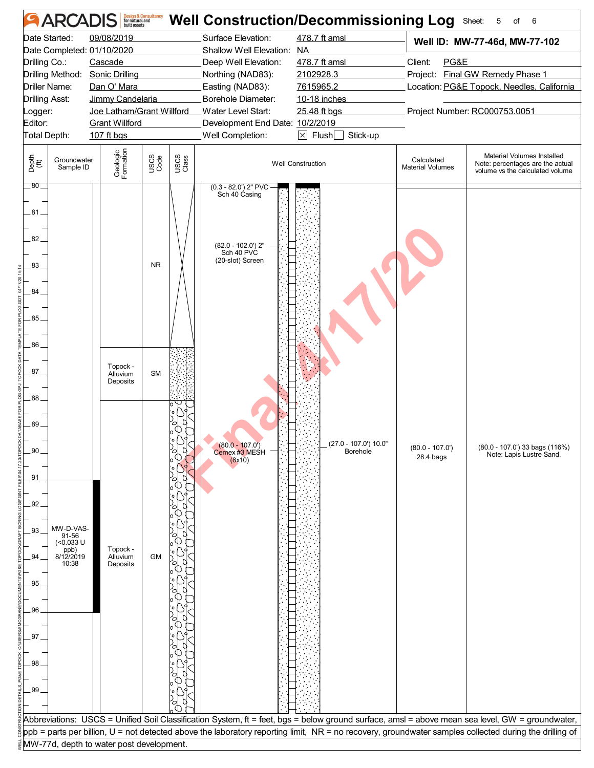# ARCADIS Well Construction/Decommissioning Log

Sheet: 5 of 6

| | | | |
|---|---|---|---|
| Date Started: | 09/08/2019 | Surface Elevation: | 478.7 ft amsl |
| Date Completed: | 01/10/2020 | Shallow Well Elevation: | NA |
| Drilling Co.: | Cascade | Deep Well Elevation: | 478.7 ft amsl |
| Drilling Method: | Sonic Drilling | Northing (NAD83): | 2102928.3 |
| Driller Name: | Dan O' Mara | Easting (NAD83): | 7615965.2 |
| Drilling Asst: | Jimmy Candelaria | Borehole Diameter: | 10-18 inches |
| Logger: | Joe Latham/Grant Willford | Water Level Start: | 25.48 ft bgs |
| Editor: | Grant Willford | Development End Date: | 10/2/2019 |
| Total Depth: | 107 ft bgs | Well Completion: | ☒ Flush ☐ Stick-up |

**Well ID: MW-77-46d, MW-77-102**

Client: PG&E

Project: Final GW Remedy Phase 1

Location: PG&E Topock, Needles, California

Project Number: RC000753.0051

| Depth (ft) | Groundwater Sample ID | Geologic Formation | USCS Code | USCS Class | Well Construction | Calculated Material Volumes | Material Volumes Installed (Note: percentages are the actual volume vs the calculated volume) |
|---|---|---|---|---|---|---|---|
| 80–86 | | | NR | | (0.3 - 82.0') 2" PVC Sch 40 Casing; (82.0 - 102.0') 2" Sch 40 PVC (20-slot) Screen | | |
| 86–88 | | Topock - Alluvium Deposits | SM | | | | |
| 88–99+ | MW-D-VAS-91-56 (<0.033 U ppb) 8/12/2019 10:38 (91–96 ft) | Topock - Alluvium Deposits | GM | | (80.0 - 107.0') Cemex #3 MESH (8x10); (27.0 - 107.0') 10.0" Borehole | (80.0 - 107.0') 28.4 bags | (80.0 - 107.0') 33 bags (116%) Note: Lapis Lustre Sand. |

Final 4/17/20

Abbreviations: USCS = Unified Soil Classification System, ft = feet, bgs = below ground surface, amsl = above mean sea level, GW = groundwater, ppb = parts per billion, U = not detected above the laboratory reporting limit, NR = no recovery, groundwater samples collected during the drilling of MW-77d, depth to water post development.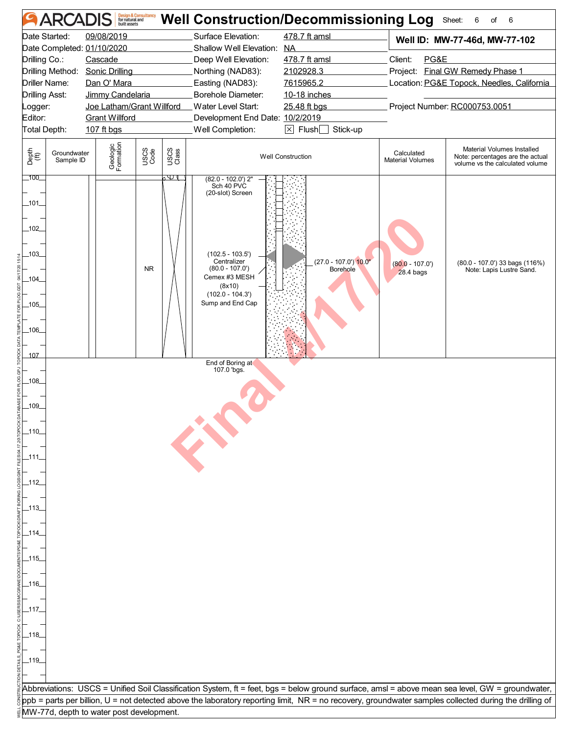# ARCADIS Well Construction/Decommissioning Log

Sheet: 6 of 6

| | | | |
|---|---|---|---|
| Date Started: | 09/08/2019 | Surface Elevation: | 478.7 ft amsl |
| Date Completed: | 01/10/2020 | Shallow Well Elevation: | NA |
| Drilling Co.: | Cascade | Deep Well Elevation: | 478.7 ft amsl |
| Drilling Method: | Sonic Drilling | Northing (NAD83): | 2102928.3 |
| Driller Name: | Dan O' Mara | Easting (NAD83): | 7615965.2 |
| Drilling Asst: | Jimmy Candelaria | Borehole Diameter: | 10-18 inches |
| Logger: | Joe Latham/Grant Willford | Water Level Start: | 25.48 ft bgs |
| Editor: | Grant Willford | Development End Date: | 10/2/2019 |
| Total Depth: | 107 ft bgs | Well Completion: | [X] Flush [ ] Stick-up |

**Well ID: MW-77-46d, MW-77-102**

Client: PG&E
Project: Final GW Remedy Phase 1
Location: PG&E Topock, Needles, California
Project Number: RC000753.0051

| Depth (ft) | Groundwater Sample ID | Geologic Formation | USCS Code | USCS Class | Well Construction | Calculated Material Volumes | Material Volumes Installed (Note: percentages are the actual volume vs the calculated volume) |
|---|---|---|---|---|---|---|---|
| 100–107 | | | NR | | (82.0 - 102.0') 2" Sch 40 PVC (20-slot) Screen; (102.5 - 103.5') Centralizer; (80.0 - 107.0') Cemex #3 MESH (8x10); (102.0 - 104.3') Sump and End Cap; (27.0 - 107.0') 10.0" Borehole | (80.0 - 107.0') 28.4 bags | (80.0 - 107.0') 33 bags (116%) Note: Lapis Lustre Sand. |

End of Boring at 107.0 'bgs.

Final 4/17/20

Abbreviations: USCS = Unified Soil Classification System, ft = feet, bgs = below ground surface, amsl = above mean sea level, GW = groundwater, ppb = parts per billion, U = not detected above the laboratory reporting limit, NR = no recovery, groundwater samples collected during the drilling of MW-77d, depth to water post development.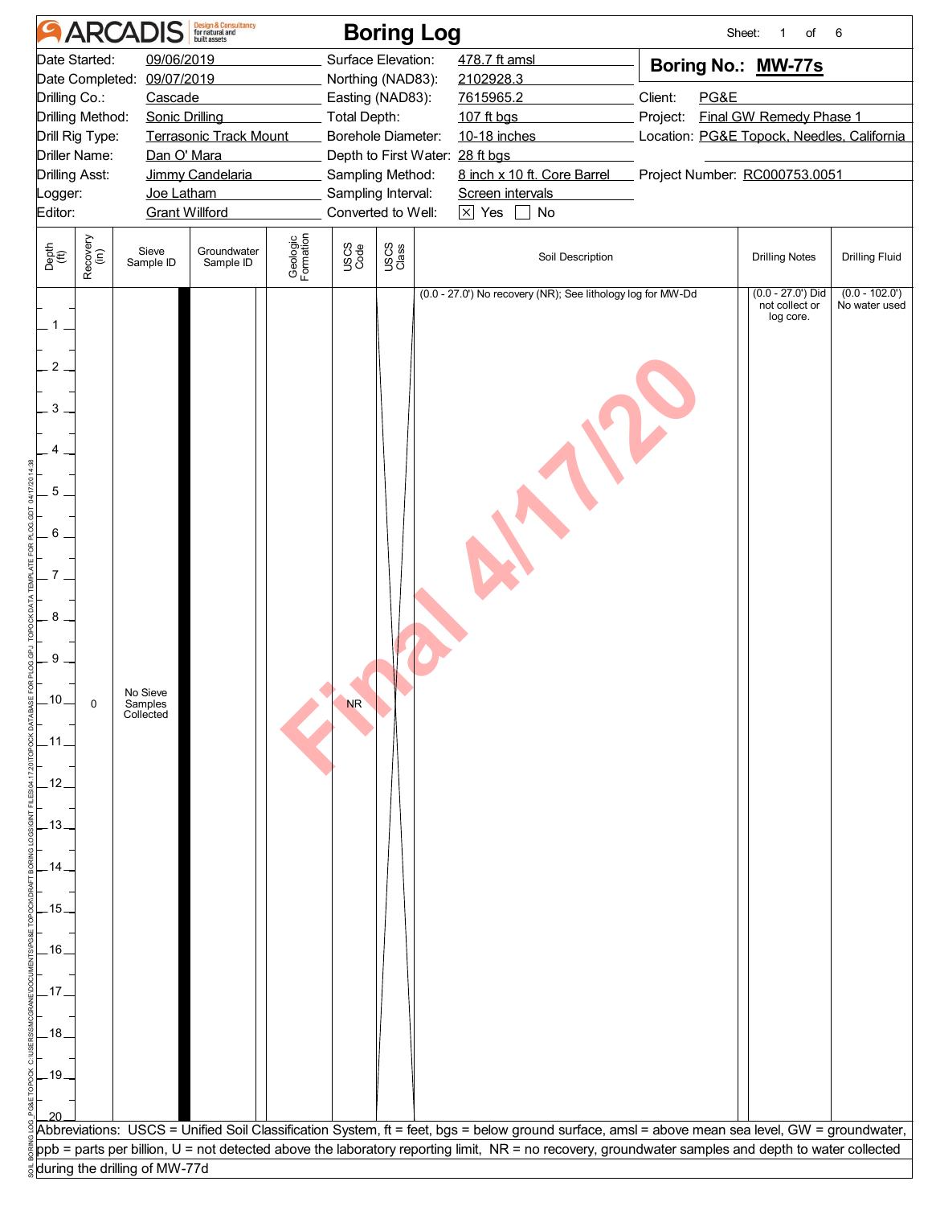# ARCADIS Boring Log

Sheet: 1 of 6

| | | | |
|---|---|---|---|
| Date Started: | 09/06/2019 | Surface Elevation: | 478.7 ft amsl |
| Date Completed: | 09/07/2019 | Northing (NAD83): | 2102928.3 |
| Drilling Co.: | Cascade | Easting (NAD83): | 7615965.2 |
| Drilling Method: | Sonic Drilling | Total Depth: | 107 ft bgs |
| Drill Rig Type: | Terrasonic Track Mount | Borehole Diameter: | 10-18 inches |
| Driller Name: | Dan O' Mara | Depth to First Water: | 28 ft bgs |
| Drilling Asst: | Jimmy Candelaria | Sampling Method: | 8 inch x 10 ft. Core Barrel |
| Logger: | Joe Latham | Sampling Interval: | Screen intervals |
| Editor: | Grant Willford | Converted to Well: | ☒ Yes ☐ No |

**Boring No.: MW-77s**

Client: PG&E

Project: Final GW Remedy Phase 1

Location: PG&E Topock, Needles, California

Project Number: RC000753.0051

| Depth (ft) | Recovery (in) | Sieve Sample ID | Groundwater Sample ID | Geologic Formation | USCS Code | USCS Class | Soil Description | Drilling Notes | Drilling Fluid |
|---|---|---|---|---|---|---|---|---|---|
| 0–20 | 0 | No Sieve Samples Collected | | | NR | | (0.0 - 27.0') No recovery (NR); See lithology log for MW-Dd | (0.0 - 27.0') Did not collect or log core. | (0.0 - 102.0') No water used |

Abbreviations: USCS = Unified Soil Classification System, ft = feet, bgs = below ground surface, amsl = above mean sea level, GW = groundwater, ppb = parts per billion, U = not detected above the laboratory reporting limit, NR = no recovery, groundwater samples and depth to water collected during the drilling of MW-77d

Final 4/17/20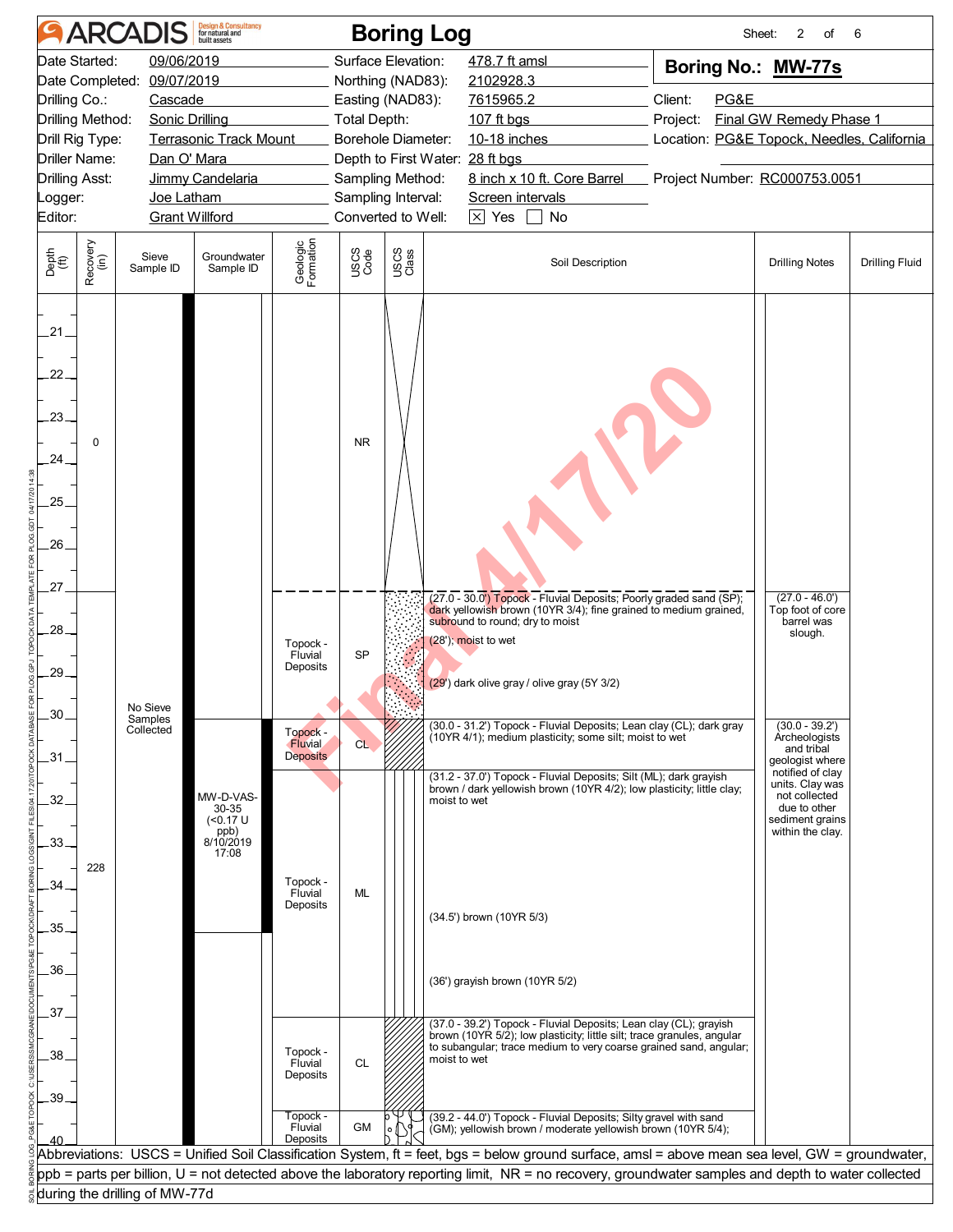# ARCADIS Boring Log

Sheet: 2 of 6

| | | | |
|---|---|---|---|
| Date Started: | 09/06/2019 | Surface Elevation: | 478.7 ft amsl |
| Date Completed: | 09/07/2019 | Northing (NAD83): | 2102928.3 |
| Drilling Co.: | Cascade | Easting (NAD83): | 7615965.2 |
| Drilling Method: | Sonic Drilling | Total Depth: | 107 ft bgs |
| Drill Rig Type: | Terrasonic Track Mount | Borehole Diameter: | 10-18 inches |
| Driller Name: | Dan O' Mara | Depth to First Water: | 28 ft bgs |
| Drilling Asst: | Jimmy Candelaria | Sampling Method: | 8 inch x 10 ft. Core Barrel |
| Logger: | Joe Latham | Sampling Interval: | Screen intervals |
| Editor: | Grant Willford | Converted to Well: | [X] Yes [ ] No |

**Boring No.: MW-77s**

Client: PG&E
Project: Final GW Remedy Phase 1
Location: PG&E Topock, Needles, California
Project Number: RC000753.0051

| Depth (ft) | Recovery (in) | Sieve Sample ID | Groundwater Sample ID | Geologic Formation | USCS Code | Soil Description | Drilling Notes | Drilling Fluid |
|---|---|---|---|---|---|---|---|---|
| 21–27 | 0 | | | | NR | | | |
| 27–30 | 228 | No Sieve Samples Collected | | Topock - Fluvial Deposits | SP | (27.0 - 30.0') Topock - Fluvial Deposits; Poorly graded sand (SP); dark yellowish brown (10YR 3/4); fine grained to medium grained, subround to round; dry to moist<br>(28'); moist to wet<br>(29') dark olive gray / olive gray (5Y 3/2) | (27.0 - 46.0') Top foot of core barrel was slough. | |
| 30–31.2 | | | MW-D-VAS-30-35 (<0.17 U ppb) 8/10/2019 17:08 | Topock - Fluvial Deposits | CL | (30.0 - 31.2') Topock - Fluvial Deposits; Lean clay (CL); dark gray (10YR 4/1); medium plasticity; some silt; moist to wet | (30.0 - 39.2') Archeologists and tribal geologist where notified of clay units. Clay was not collected due to other sediment grains within the clay. | |
| 31.2–37 | | | | Topock - Fluvial Deposits | ML | (31.2 - 37.0') Topock - Fluvial Deposits; Silt (ML); dark grayish brown / dark yellowish brown (10YR 4/2); low plasticity; little clay; moist to wet<br>(34.5') brown (10YR 5/3)<br>(36') grayish brown (10YR 5/2) | | |
| 37–39.2 | | | | Topock - Fluvial Deposits | CL | (37.0 - 39.2') Topock - Fluvial Deposits; Lean clay (CL); grayish brown (10YR 5/2); low plasticity; little silt; trace granules, angular to subangular; trace medium to very coarse grained sand, angular; moist to wet | | |
| 39.2–40 | | | | Topock - Fluvial Deposits | GM | (39.2 - 44.0') Topock - Fluvial Deposits; Silty gravel with sand (GM); yellowish brown / moderate yellowish brown (10YR 5/4); | | |

Abbreviations: USCS = Unified Soil Classification System, ft = feet, bgs = below ground surface, amsl = above mean sea level, GW = groundwater, ppb = parts per billion, U = not detected above the laboratory reporting limit, NR = no recovery, groundwater samples and depth to water collected during the drilling of MW-77d

Final 4/17/20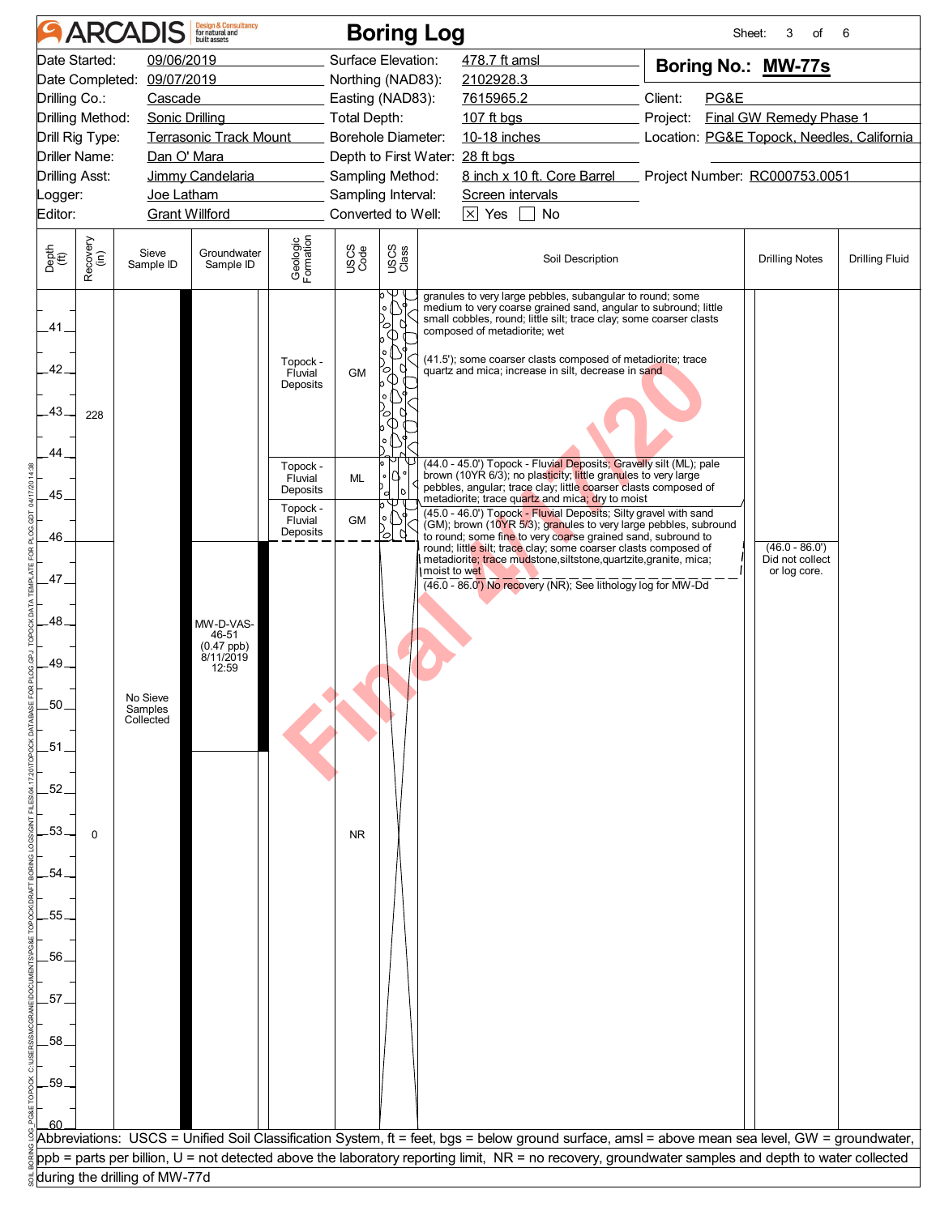# ARCADIS Boring Log

| | | | | | |
|---|---|---|---|---|---|
| Date Started: | 09/06/2019 | Surface Elevation: | 478.7 ft amsl | **Boring No.:** | **MW-77s** |
| Date Completed: | 09/07/2019 | Northing (NAD83): | 2102928.3 | | |
| Drilling Co.: | Cascade | Easting (NAD83): | 7615965.2 | Client: | PG&E |
| Drilling Method: | Sonic Drilling | Total Depth: | 107 ft bgs | Project: | Final GW Remedy Phase 1 |
| Drill Rig Type: | Terrasonic Track Mount | Borehole Diameter: | 10-18 inches | Location: | PG&E Topock, Needles, California |
| Driller Name: | Dan O' Mara | Depth to First Water: | 28 ft bgs | | |
| Drilling Asst: | Jimmy Candelaria | Sampling Method: | 8 inch x 10 ft. Core Barrel | Project Number: | RC000753.0051 |
| Logger: | Joe Latham | Sampling Interval: | Screen intervals | | |
| Editor: | Grant Willford | Converted to Well: | ☒ Yes ☐ No | | |

| Depth (ft) | Recovery (in) | Sieve Sample ID | Groundwater Sample ID | Geologic Formation | USCS Code | Soil Description | Drilling Notes | Drilling Fluid |
|---|---|---|---|---|---|---|---|---|
| 40-44 | 228 | | | Topock - Fluvial Deposits | GM | granules to very large pebbles, subangular to round; some medium to very coarse grained sand, angular to subround; little small cobbles, round; little silt; trace clay; some coarser clasts composed of metadiorite; wet<br>(41.5'); some coarser clasts composed of metadiorite; trace quartz and mica; increase in silt, decrease in sand | | |
| 44-45 | | | | Topock - Fluvial Deposits | ML | (44.0 - 45.0') Topock - Fluvial Deposits; Gravelly silt (ML); pale brown (10YR 6/3); no plasticity; little granules to very large pebbles, angular; trace clay; little coarser clasts composed of metadiorite; trace quartz and mica; dry to moist | | |
| 45-46 | | | | Topock - Fluvial Deposits | GM | (45.0 - 46.0') Topock - Fluvial Deposits; Silty gravel with sand (GM); brown (10YR 5/3); granules to very large pebbles, subround to round; some fine to very coarse grained sand, subround to round; little silt; trace clay; some coarser clasts composed of metadiorite; trace mudstone,siltstone,quartzite,granite, mica; moist to wet | | |
| 46-60 | 0 | No Sieve Samples Collected | MW-D-VAS-46-51 (0.47 ppb) 8/11/2019 12:59 | | NR | (46.0 - 86.0') No recovery (NR); See lithology log for MW-Dd | (46.0 - 86.0') Did not collect or log core. | |

Abbreviations: USCS = Unified Soil Classification System, ft = feet, bgs = below ground surface, amsl = above mean sea level, GW = groundwater, ppb = parts per billion, U = not detected above the laboratory reporting limit, NR = no recovery, groundwater samples and depth to water collected during the drilling of MW-77d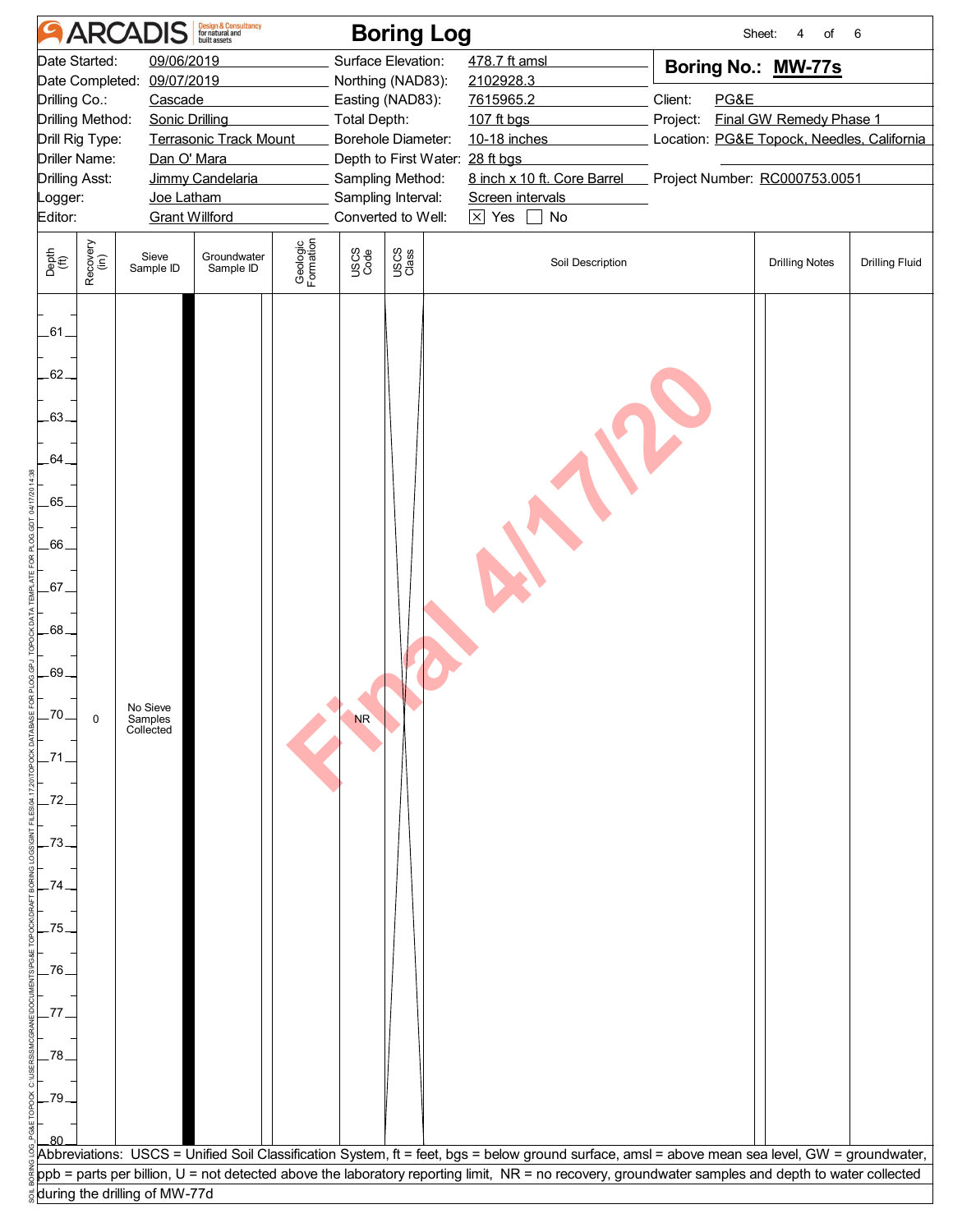# ARCADIS Boring Log

**Boring No.: MW-77s**

| | | | |
|---|---|---|---|
| Date Started: | 09/06/2019 | Surface Elevation: | 478.7 ft amsl |
| Date Completed: | 09/07/2019 | Northing (NAD83): | 2102928.3 |
| Drilling Co.: | Cascade | Easting (NAD83): | 7615965.2 |
| Drilling Method: | Sonic Drilling | Total Depth: | 107 ft bgs |
| Drill Rig Type: | Terrasonic Track Mount | Borehole Diameter: | 10-18 inches |
| Driller Name: | Dan O' Mara | Depth to First Water: | 28 ft bgs |
| Drilling Asst: | Jimmy Candelaria | Sampling Method: | 8 inch x 10 ft. Core Barrel |
| Logger: | Joe Latham | Sampling Interval: | Screen intervals |
| Editor: | Grant Willford | Converted to Well: | ☒ Yes ☐ No |

Client: PG&E
Project: Final GW Remedy Phase 1
Location: PG&E Topock, Needles, California
Project Number: RC000753.0051

| Depth (ft) | Recovery (in) | Sieve Sample ID | Groundwater Sample ID | Geologic Formation | USCS Code | USCS Class | Soil Description | Drilling Notes | Drilling Fluid |
|---|---|---|---|---|---|---|---|---|---|
| 60–80 | 0 | No Sieve Samples Collected | | | NR | | | | |

Final 4/17/20

Abbreviations: USCS = Unified Soil Classification System, ft = feet, bgs = below ground surface, amsl = above mean sea level, GW = groundwater, ppb = parts per billion, U = not detected above the laboratory reporting limit, NR = no recovery, groundwater samples and depth to water collected during the drilling of MW-77d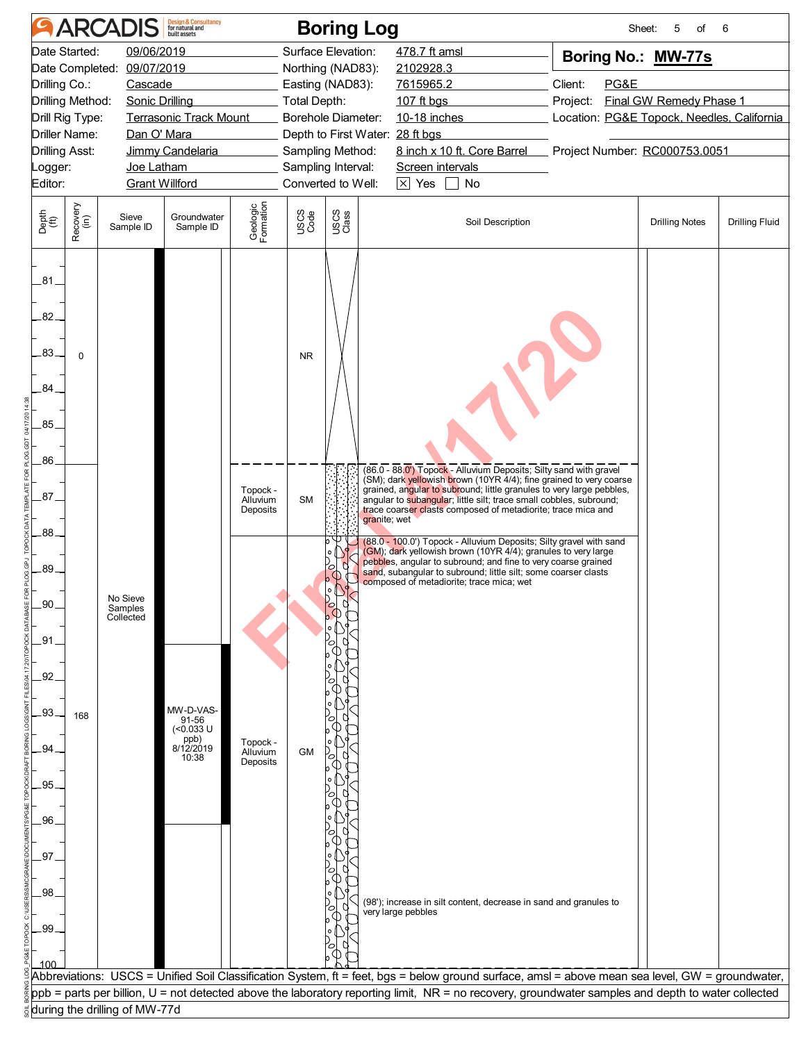# ARCADIS Boring Log

Sheet: 5 of 6

| | | | |
|---|---|---|---|
| Date Started: | 09/06/2019 | Surface Elevation: | 478.7 ft amsl |
| Date Completed: | 09/07/2019 | Northing (NAD83): | 2102928.3 |
| Drilling Co.: | Cascade | Easting (NAD83): | 7615965.2 |
| Drilling Method: | Sonic Drilling | Total Depth: | 107 ft bgs |
| Drill Rig Type: | Terrasonic Track Mount | Borehole Diameter: | 10-18 inches |
| Driller Name: | Dan O' Mara | Depth to First Water: | 28 ft bgs |
| Drilling Asst: | Jimmy Candelaria | Sampling Method: | 8 inch x 10 ft. Core Barrel |
| Logger: | Joe Latham | Sampling Interval: | Screen intervals |
| Editor: | Grant Willford | Converted to Well: | ☒ Yes ☐ No |

**Boring No.: MW-77s**

Client: PG&E
Project: Final GW Remedy Phase 1
Location: PG&E Topock, Needles, California
Project Number: RC000753.0051

| Depth (ft) | Recovery (in) | Sieve Sample ID | Groundwater Sample ID | Geologic Formation | USCS Code | Soil Description | Drilling Notes | Drilling Fluid |
|---|---|---|---|---|---|---|---|---|
| 81–86 | 0 | No Sieve Samples Collected | | | NR | | | |
| 86–88 | 168 | | | Topock - Alluvium Deposits | SM | (86.0 - 88.0') Topock - Alluvium Deposits; Silty sand with gravel (SM); dark yellowish brown (10YR 4/4); fine grained to very coarse grained, angular to subround; little granules to very large pebbles, angular to subangular; little silt; trace small cobbles, subround; trace coarser clasts composed of metadiorite; trace mica and granite; wet | | |
| 88–100 | | | MW-D-VAS-91-56 (<0.033 U ppb) 8/12/2019 10:38 | Topock - Alluvium Deposits | GM | (88.0 - 100.0') Topock - Alluvium Deposits; Silty gravel with sand (GM); dark yellowish brown (10YR 4/4); granules to very large pebbles, angular to subround; and fine to very coarse grained sand, subangular to subround; little silt; some coarser clasts composed of metadiorite; trace mica; wet<br>(98'); increase in silt content, decrease in sand and granules to very large pebbles | | |

Abbreviations: USCS = Unified Soil Classification System, ft = feet, bgs = below ground surface, amsl = above mean sea level, GW = groundwater, ppb = parts per billion, U = not detected above the laboratory reporting limit, NR = no recovery, groundwater samples and depth to water collected during the drilling of MW-77d

Final 4/17/20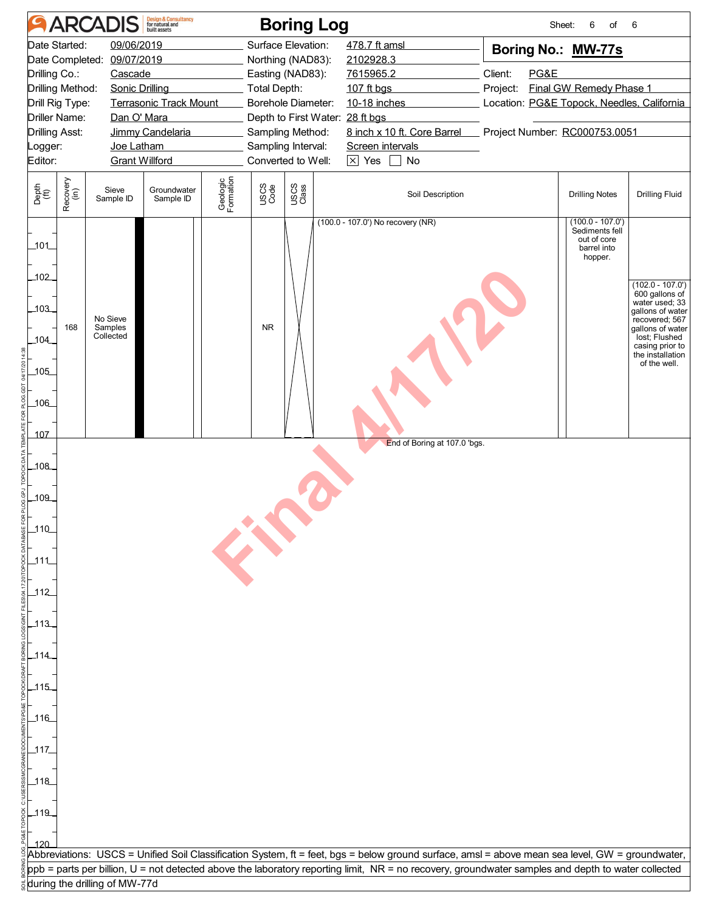# ARCADIS Boring Log

| | | | |
|---|---|---|---|
| Date Started: | 09/06/2019 | Surface Elevation: | 478.7 ft amsl |
| Date Completed: | 09/07/2019 | Northing (NAD83): | 2102928.3 |
| Drilling Co.: | Cascade | Easting (NAD83): | 7615965.2 |
| Drilling Method: | Sonic Drilling | Total Depth: | 107 ft bgs |
| Drill Rig Type: | Terrasonic Track Mount | Borehole Diameter: | 10-18 inches |
| Driller Name: | Dan O' Mara | Depth to First Water: | 28 ft bgs |
| Drilling Asst: | Jimmy Candelaria | Sampling Method: | 8 inch x 10 ft. Core Barrel |
| Logger: | Joe Latham | Sampling Interval: | Screen intervals |
| Editor: | Grant Willford | Converted to Well: | ☒ Yes ☐ No |

**Boring No.: MW-77s**

Client: PG&E

Project: Final GW Remedy Phase 1

Location: PG&E Topock, Needles, California

Project Number: RC000753.0051

| Depth (ft) | Recovery (in) | Sieve Sample ID | Groundwater Sample ID | Geologic Formation | USCS Code | USCS Class | Soil Description | Drilling Notes | Drilling Fluid |
|---|---|---|---|---|---|---|---|---|---|
| 100–107 | 168 | No Sieve Samples Collected | | | NR | | (100.0 - 107.0') No recovery (NR) | (100.0 - 107.0') Sediments fell out of core barrel into hopper. | (102.0 - 107.0') 600 gallons of water used; 33 gallons of water recovered; 567 gallons of water lost; Flushed casing prior to the installation of the well. |

End of Boring at 107.0 'bgs.

Final 4/17/20

Abbreviations: USCS = Unified Soil Classification System, ft = feet, bgs = below ground surface, amsl = above mean sea level, GW = groundwater, ppb = parts per billion, U = not detected above the laboratory reporting limit, NR = no recovery, groundwater samples and depth to water collected during the drilling of MW-77d